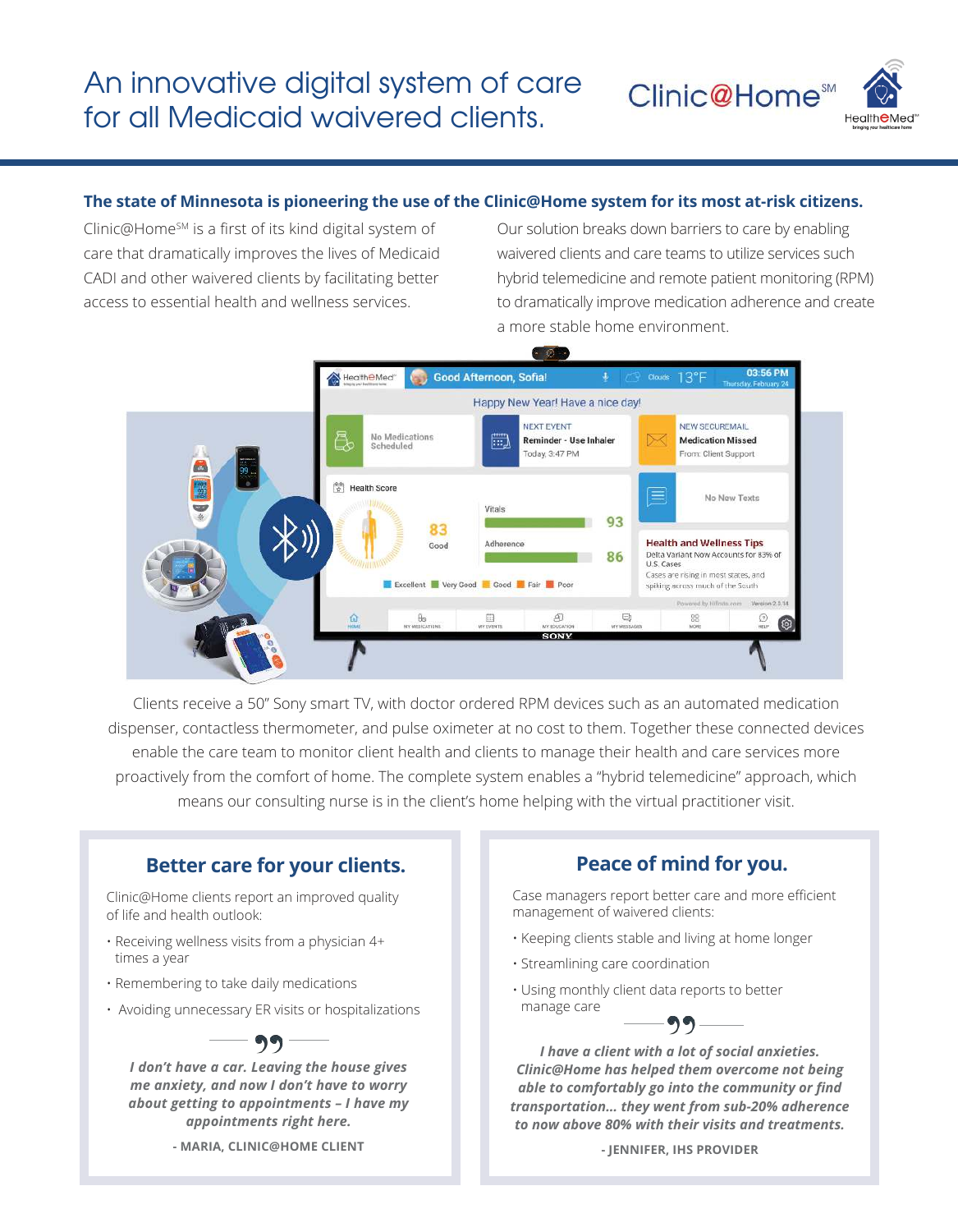# An innovative digital system of care for all Medicaid waivered clients.

Clinic@Home℠

**The state of Minnesota is pioneering the use of the Clinic@Home system for its most at-risk citizens.**

Clinic@Home℠ is a first of its kind digital system of care that dramatically improves the lives of Medicaid CADI and other waivered clients by facilitating better access to essential health and wellness services.

Our solution breaks down barriers to care by enabling waivered clients and care teams to utilize services such hybrid telemedicine and remote patient monitoring (RPM) to dramatically improve medication adherence and create a more stable home environment.

Clients receive a 50" Sony smart TV, with doctor ordered RPM devices such as an automated medication dispenser, contactless thermometer, and pulse oximeter at no cost to them. Together these connected devices enable the care team to monitor client health and clients to manage their health and care services more proactively from the comfort of home. The complete system enables a "hybrid telemedicine" approach, which means our consulting nurse is in the client's home helping with the virtual practitioner visit.

## Better care for your clients.

Clinic@Home clients report an improved quality of life and health outlook:

- Receiving wellness visits from a physician 4+ times a year
- Remembering to take daily medications
- Avoiding unnecessary ER visits or hospitalizations

***I don't have a car. Leaving the house gives me anxiety, and now I don't have to worry about getting to appointments – I have my appointments right here.***

**- MARIA, CLINIC@HOME CLIENT**

## Peace of mind for you.

Case managers report better care and more efficient management of waivered clients:

- Keeping clients stable and living at home longer
- Streamlining care coordination
- Using monthly client data reports to better manage care

***I have a client with a lot of social anxieties. Clinic@Home has helped them overcome not being able to comfortably go into the community or find transportation... they went from sub-20% adherence to now above 80% with their visits and treatments.***

**- JENNIFER, IHS PROVIDER**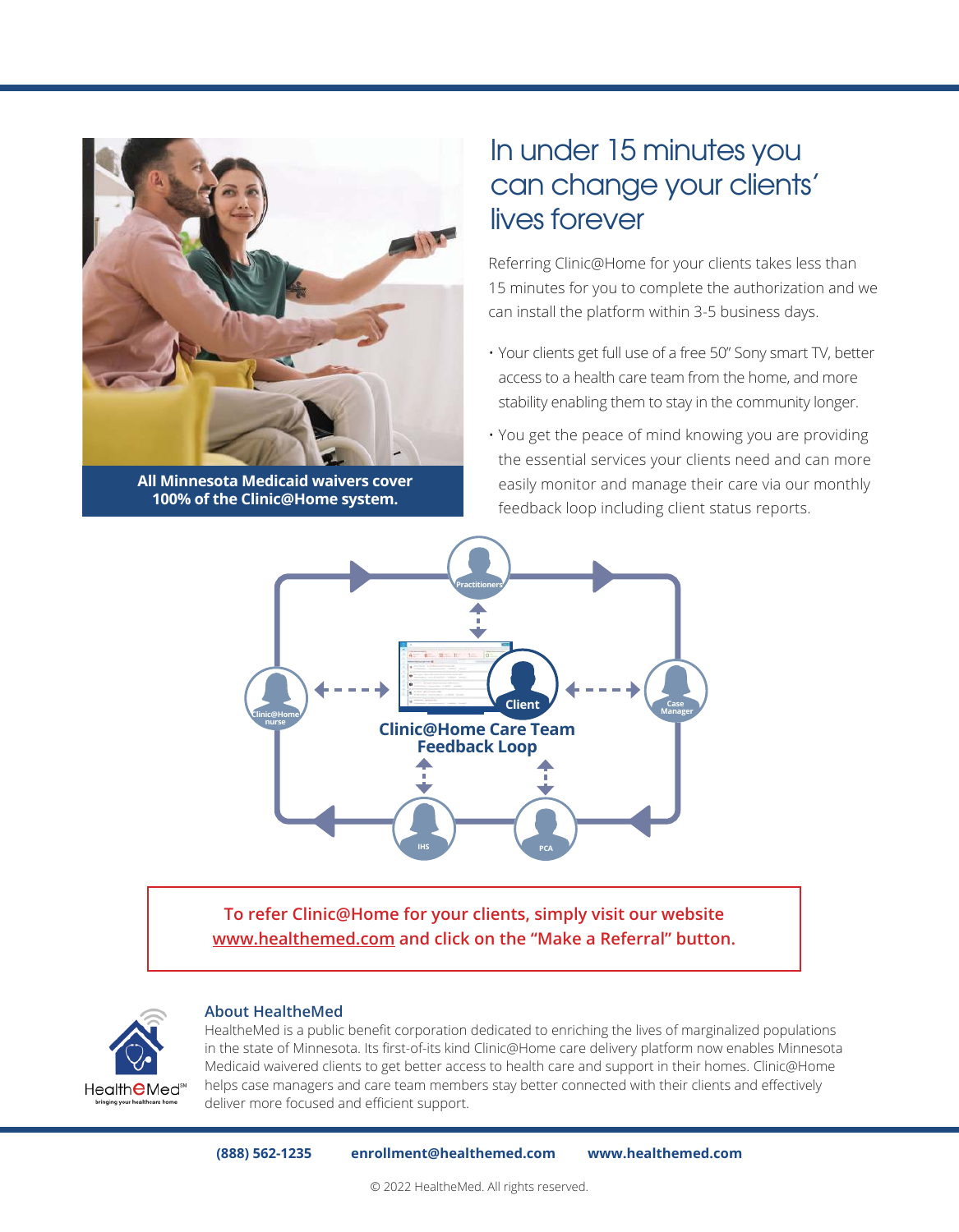All Minnesota Medicaid waivers cover 100% of the Clinic@Home system.

# In under 15 minutes you can change your clients' lives forever

Referring Clinic@Home for your clients takes less than 15 minutes for you to complete the authorization and we can install the platform within 3-5 business days.

- Your clients get full use of a free 50" Sony smart TV, better access to a health care team from the home, and more stability enabling them to stay in the community longer.
- You get the peace of mind knowing you are providing the essential services your clients need and can more easily monitor and manage their care via our monthly feedback loop including client status reports.

Practitioners

Clinic@Home nurse

Client

Case Manager

Clinic@Home Care Team Feedback Loop

IHS

PCA

**To refer Clinic@Home for your clients, simply visit our website www.healthemed.com and click on the "Make a Referral" button.**

HealtheMed[SM]
bringing your healthcare home

## About HealtheMed

HealtheMed is a public benefit corporation dedicated to enriching the lives of marginalized populations in the state of Minnesota. Its first-of-its kind Clinic@Home care delivery platform now enables Minnesota Medicaid waivered clients to get better access to health care and support in their homes. Clinic@Home helps case managers and care team members stay better connected with their clients and effectively deliver more focused and efficient support.

**(888) 562-1235** **enrollment@healthemed.com** **www.healthemed.com**

© 2022 HealtheMed. All rights reserved.